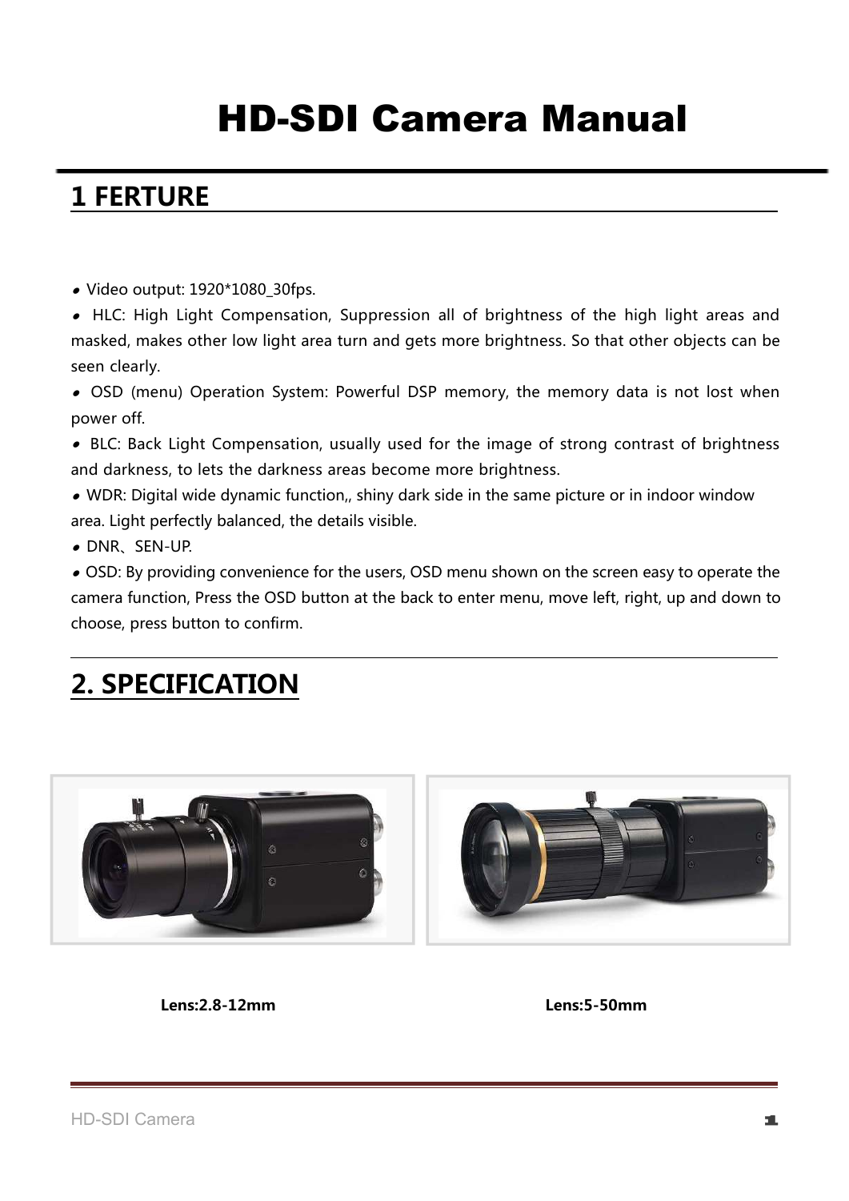# HD-SDI Camera Manual

## 1 FERTURE

- Video output: 1920*1080_30fps.
- HLC: High Light Compensation, Suppression all of brightness of the high light areas and masked, makes other low light area turn and gets more brightness. So that other objects can be seen clearly.
- OSD (menu) Operation System: Powerful DSP memory, the memory data is not lost when power off.
- BLC: Back Light Compensation, usually used for the image of strong contrast of brightness and darkness, to lets the darkness areas become more brightness.
- WDR: Digital wide dynamic function,, shiny dark side in the same picture or in indoor window area. Light perfectly balanced, the details visible.
- DNR、SEN-UP.
- OSD: By providing convenience for the users, OSD menu shown on the screen easy to operate the camera function, Press the OSD button at the back to enter menu, move left, right, up and down to choose, press button to confirm.

## 2. SPECIFICATION

**Lens:2.8-12mm**

**Lens:5-50mm**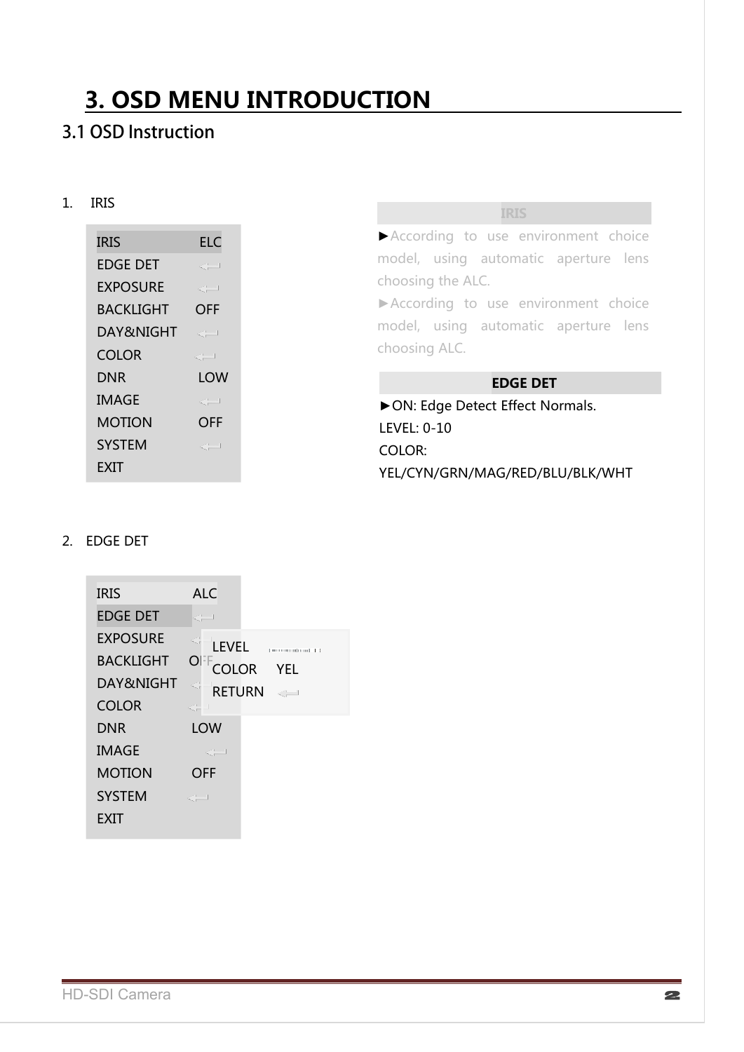# 3. OSD MENU INTRODUCTION

## 3.1 OSD Instruction

1. IRIS

| | |
|---|---|
| IRIS | ELC |
| EDGE DET | ↵ |
| EXPOSURE | ↵ |
| BACKLIGHT | OFF |
| DAY&NIGHT | ↵ |
| COLOR | ↵ |
| DNR | LOW |
| IMAGE | ↵ |
| MOTION | OFF |
| SYSTEM | ↵ |
| EXIT | |

**IRIS**

►According to use environment choice model, using automatic aperture lens choosing the ALC.

►According to use environment choice model, using automatic aperture lens choosing ALC.

**EDGE DET**

►ON: Edge Detect Effect Normals.

LEVEL: 0-10

COLOR: YEL/CYN/GRN/MAG/RED/BLU/BLK/WHT

2. EDGE DET

| | |
|---|---|
| IRIS | ALC |
| EDGE DET | ↵ |
| EXPOSURE | ↵ |
| BACKLIGHT | OFF |
| DAY&NIGHT | ↵ |
| COLOR | ↵ |
| DNR | LOW |
| IMAGE | ↵ |
| MOTION | OFF |
| SYSTEM | ↵ |
| EXIT | |

| | |
|---|---|
| LEVEL | |
| COLOR | YEL |
| RETURN | ↵ |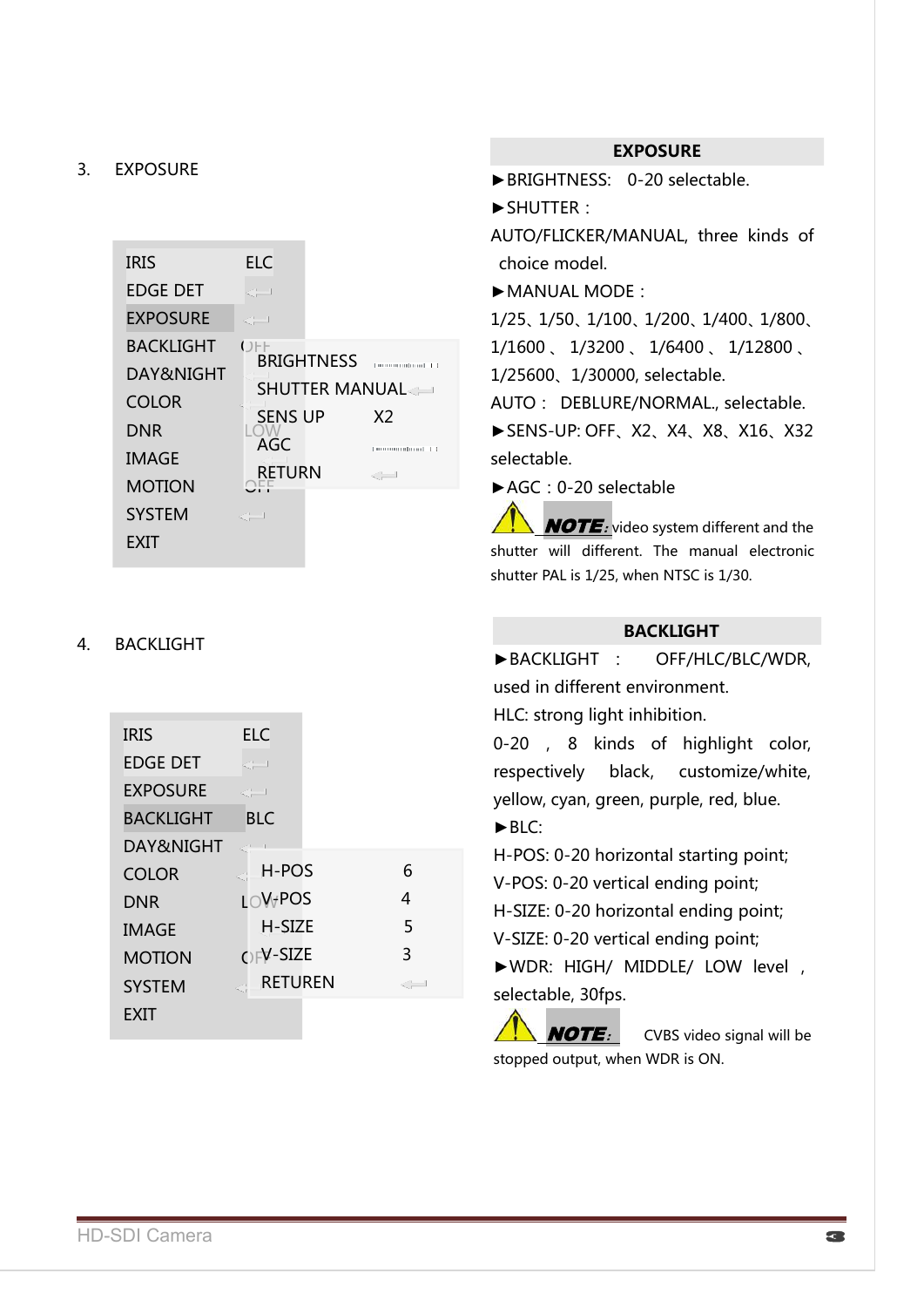3. EXPOSURE

| | |
|---|---|
| IRIS | ELC |
| EDGE DET | ↵ |
| EXPOSURE | ↵ |
| BACKLIGHT | OFF |
| DAY&NIGHT | |
| COLOR | |
| DNR | LOW |
| IMAGE | |
| MOTION | OFF |
| SYSTEM | ↵ |
| EXIT | |

| | |
|---|---|
| BRIGHTNESS | |
| SHUTTER MANUAL | ↵ |
| SENS UP | X2 |
| AGC | |
| RETURN | ↵ |

### EXPOSURE

►BRIGHTNESS: 0-20 selectable.

►SHUTTER：

AUTO/FLICKER/MANUAL, three kinds of choice model.

►MANUAL MODE：

1/25、1/50、1/100、1/200、1/400、1/800、1/1600、1/3200、1/6400、1/12800、1/25600、1/30000, selectable.

AUTO： DEBLURE/NORMAL., selectable.

►SENS-UP: OFF、X2、X4、X8、X16、X32 selectable.

►AGC：0-20 selectable

**NOTE:** video system different and the shutter will different. The manual electronic shutter PAL is 1/25, when NTSC is 1/30.

4. BACKLIGHT

| | |
|---|---|
| IRIS | ELC |
| EDGE DET | ↵ |
| EXPOSURE | ↵ |
| BACKLIGHT | BLC |
| DAY&NIGHT | ↵ |
| COLOR | |
| DNR | LOW |
| IMAGE | |
| MOTION | OFF |
| SYSTEM | ↵ |
| EXIT | |

| | |
|---|---|
| H-POS | 6 |
| V-POS | 4 |
| H-SIZE | 5 |
| V-SIZE | 3 |
| RETUREN | ↵ |

### BACKLIGHT

►BACKLIGHT ： OFF/HLC/BLC/WDR, used in different environment.

HLC: strong light inhibition.

0-20 , 8 kinds of highlight color, respectively black, customize/white, yellow, cyan, green, purple, red, blue.

►BLC:

H-POS: 0-20 horizontal starting point;

V-POS: 0-20 vertical ending point;

H-SIZE: 0-20 horizontal ending point;

V-SIZE: 0-20 vertical ending point;

►WDR: HIGH/ MIDDLE/ LOW level , selectable, 30fps.

**NOTE:** CVBS video signal will be stopped output, when WDR is ON.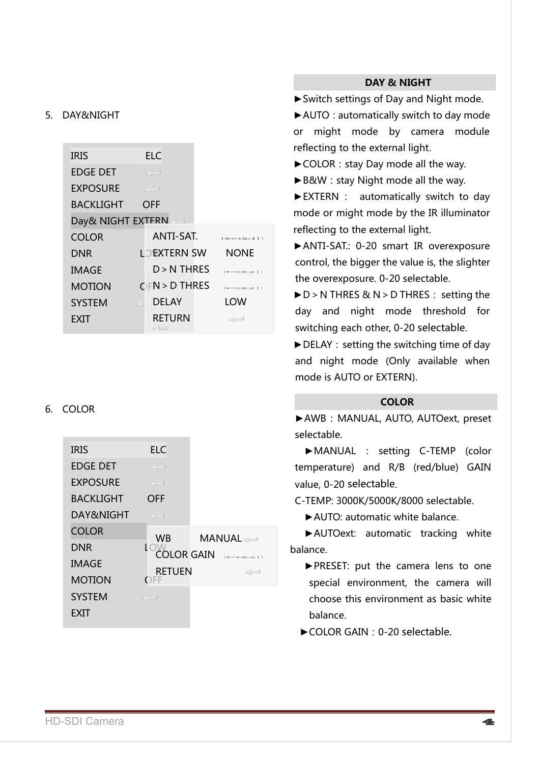5. DAY&NIGHT

| | | | |
|---|---|---|---|
| IRIS | ELC | | |
| EDGE DET | ⟵ | | |
| EXPOSURE | ⟵ | | |
| BACKLIGHT | OFF | | |
| Day& NIGHT | EXTERN | | |
| COLOR | | ANTI-SAT. | |
| DNR | | EXTERN SW | NONE |
| IMAGE | | D＞N THRES | |
| MOTION | | N＞D THRES | |
| SYSTEM | | DELAY | LOW |
| EXIT | | RETURN | ⟵ |

**DAY & NIGHT**

►Switch settings of Day and Night mode.

►AUTO：automatically switch to day mode or might mode by camera module reflecting to the external light.

►COLOR：stay Day mode all the way.

►B&W：stay Night mode all the way.

►EXTERN： automatically switch to day mode or might mode by the IR illuminator reflecting to the external light.

►ANTI-SAT.: 0-20 smart IR overexposure control, the bigger the value is, the slighter the overexposure. 0-20 selectable.

►D＞N THRES & N＞D THRES： setting the day and night mode threshold for switching each other, 0-20 selectable.

►DELAY：setting the switching time of day and night mode (Only available when mode is AUTO or EXTERN).

6. COLOR

| | | | |
|---|---|---|---|
| IRIS | ELC | | |
| EDGE DET | ⟵ | | |
| EXPOSURE | ⟵ | | |
| BACKLIGHT | OFF | | |
| DAY&NIGHT | ⟵ | | |
| COLOR | | WB | MANUAL ⟵ |
| DNR | LOW | COLOR GAIN | |
| IMAGE | | RETUEN | ⟵ |
| MOTION | OFF | | |
| SYSTEM | ⟵ | | |
| EXIT | | | |

**COLOR**

►AWB：MANUAL, AUTO, AUTOext, preset selectable.

►MANUAL ： setting C-TEMP (color temperature) and R/B (red/blue) GAIN value, 0-20 selectable.

C-TEMP: 3000K/5000K/8000 selectable.

►AUTO: automatic white balance.

►AUTOext: automatic tracking white balance.

►PRESET: put the camera lens to one special environment, the camera will choose this environment as basic white balance.

►COLOR GAIN：0-20 selectable.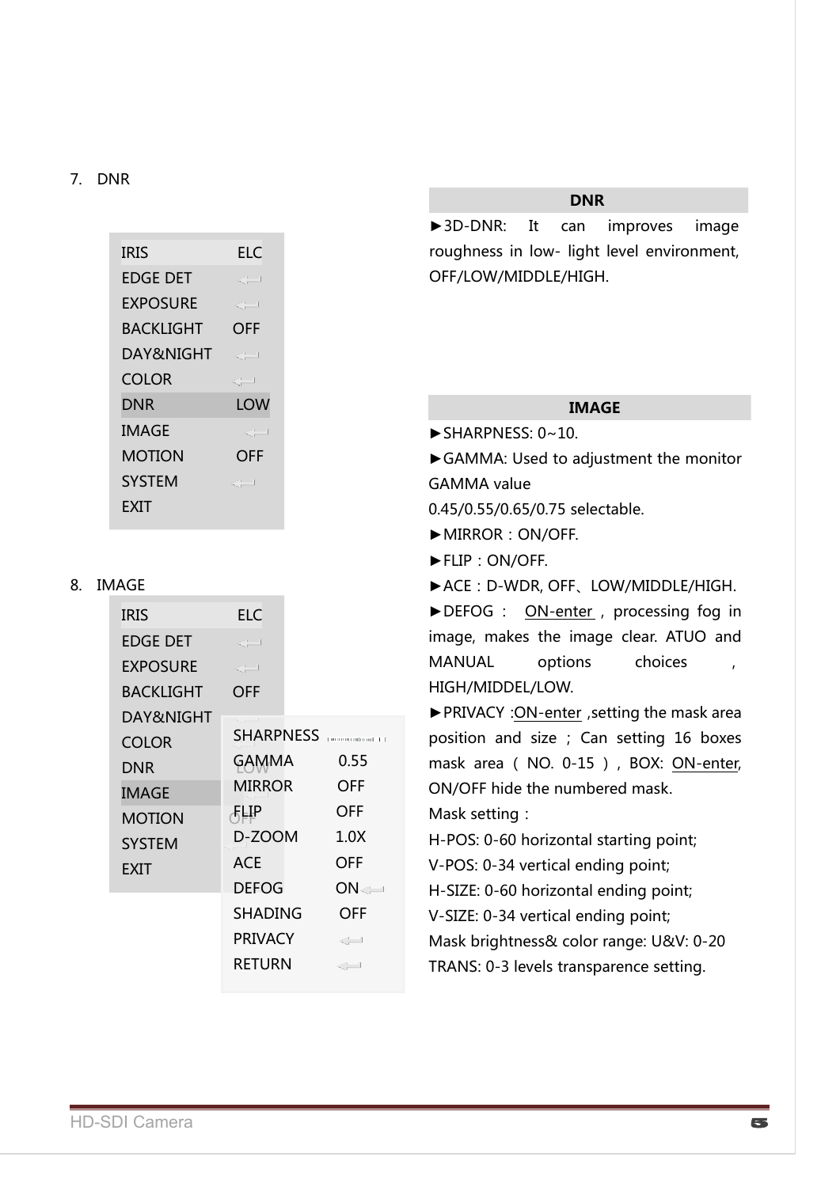7. DNR

| IRIS | ELC |
|---|---|
| EDGE DET | ↵ |
| EXPOSURE | ↵ |
| BACKLIGHT | OFF |
| DAY&NIGHT | ↵ |
| COLOR | ↵ |
| DNR | LOW |
| IMAGE | ↵ |
| MOTION | OFF |
| SYSTEM | ↵ |
| EXIT | |

| DNR |
|---|
| ►3D-DNR: It can improves image roughness in low- light level environment, OFF/LOW/MIDDLE/HIGH. |

8. IMAGE

| IRIS | ELC |
|---|---|
| EDGE DET | ↵ |
| EXPOSURE | ↵ |
| BACKLIGHT | OFF |
| DAY&NIGHT | |
| COLOR | |
| DNR | |
| IMAGE | |
| MOTION | |
| SYSTEM | |
| EXIT | |

| SHARPNESS | |
|---|---|
| GAMMA | 0.55 |
| MIRROR | OFF |
| FLIP | OFF |
| D-ZOOM | 1.0X |
| ACE | OFF |
| DEFOG | ON ↵ |
| SHADING | OFF |
| PRIVACY | ↵ |
| RETURN | ↵ |

| IMAGE |
|---|

►SHARPNESS: 0~10.

►GAMMA: Used to adjustment the monitor GAMMA value 0.45/0.55/0.65/0.75 selectable.

►MIRROR：ON/OFF.

►FLIP：ON/OFF.

►ACE：D-WDR, OFF、LOW/MIDDLE/HIGH.

►DEFOG： ON-enter , processing fog in image, makes the image clear. ATUO and MANUAL options choices , HIGH/MIDDEL/LOW.

►PRIVACY :ON-enter ,setting the mask area position and size ; Can setting 16 boxes mask area ( NO. 0-15 ) , BOX: ON-enter, ON/OFF hide the numbered mask.

Mask setting：

H-POS: 0-60 horizontal starting point;

V-POS: 0-34 vertical ending point;

H-SIZE: 0-60 horizontal ending point;

V-SIZE: 0-34 vertical ending point;

Mask brightness& color range: U&V: 0-20

TRANS: 0-3 levels transparence setting.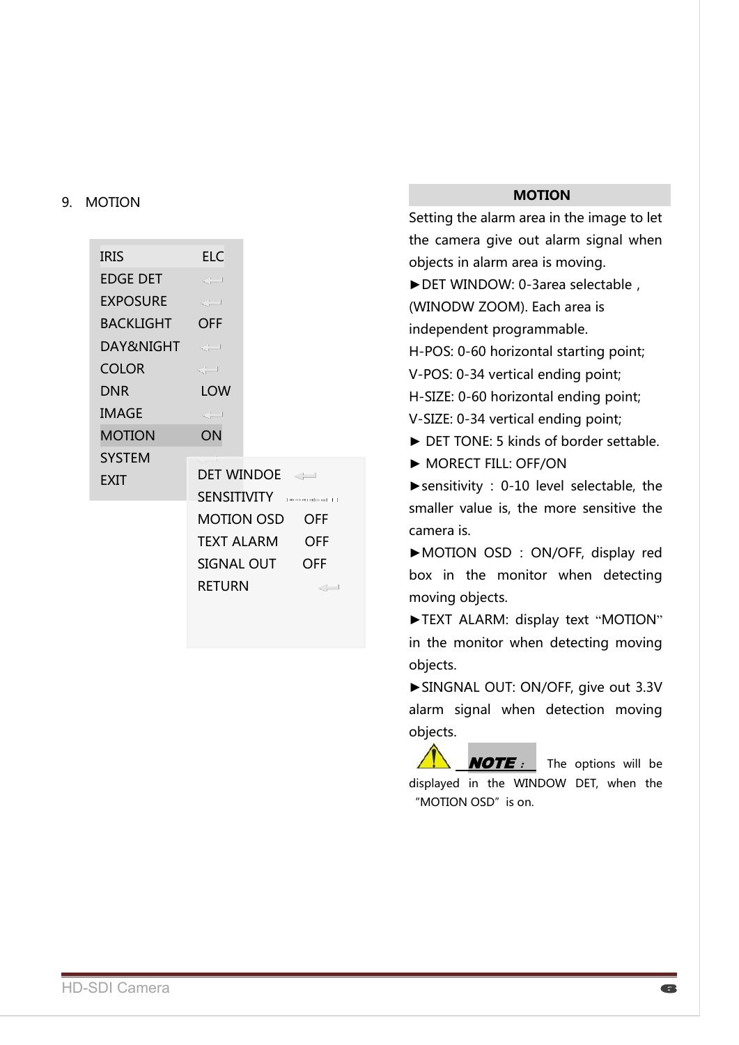9. MOTION

| IRIS | ELC |
|---|---|
| EDGE DET | ↵ |
| EXPOSURE | ↵ |
| BACKLIGHT | OFF |
| DAY&NIGHT | ↵ |
| COLOR | ↵ |
| DNR | LOW |
| IMAGE | ↵ |
| MOTION | ON |
| SYSTEM | ↵ |
| EXIT | |

| DET WINDOE | ↵ |
|---|---|
| SENSITIVITY | |
| MOTION OSD | OFF |
| TEXT ALARM | OFF |
| SIGNAL OUT | OFF |
| RETURN | ↵ |

**MOTION**

Setting the alarm area in the image to let the camera give out alarm signal when objects in alarm area is moving.

►DET WINDOW: 0-3area selectable , (WINODW ZOOM). Each area is independent programmable.

H-POS: 0-60 horizontal starting point;

V-POS: 0-34 vertical ending point;

H-SIZE: 0-60 horizontal ending point;

V-SIZE: 0-34 vertical ending point;

► DET TONE: 5 kinds of border settable.

► MORECT FILL: OFF/ON

►sensitivity : 0-10 level selectable, the smaller value is, the more sensitive the camera is.

►MOTION OSD : ON/OFF, display red box in the monitor when detecting moving objects.

►TEXT ALARM: display text "MOTION" in the monitor when detecting moving objects.

►SINGNAL OUT: ON/OFF, give out 3.3V alarm signal when detection moving objects.

**NOTE:** The options will be displayed in the WINDOW DET, when the "MOTION OSD" is on.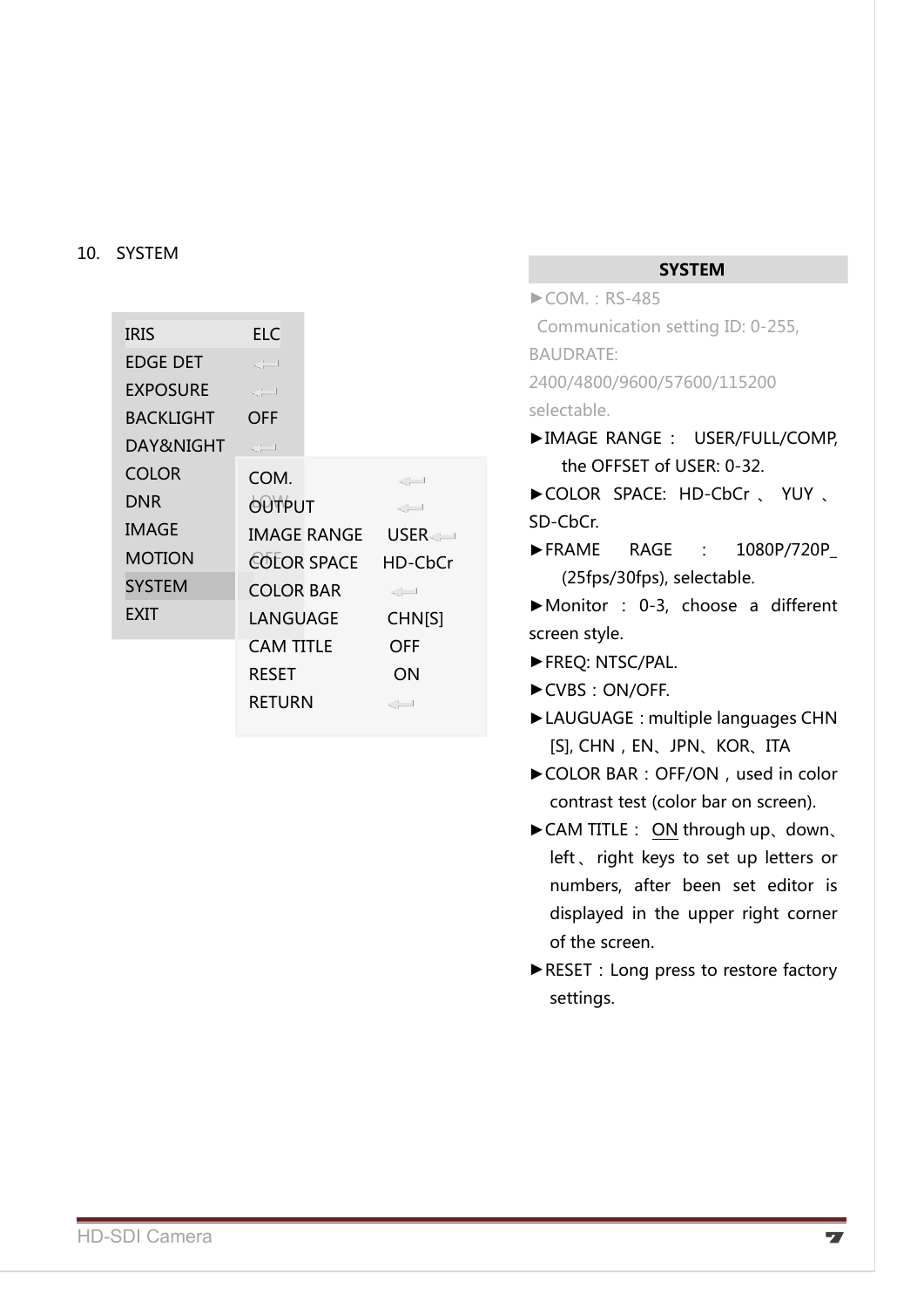10. SYSTEM

| IRIS | ELC |
|---|---|
| EDGE DET | ⟵ |
| EXPOSURE | ⟵ |
| BACKLIGHT | OFF |
| DAY&NIGHT | ⟵ |
| COLOR | |
| DNR | LOW |
| IMAGE | |
| MOTION | OFF |
| SYSTEM | |
| EXIT | |

| COM. | ⟵ |
|---|---|
| OUTPUT | ⟵ |
| IMAGE RANGE | USER ⟵ |
| COLOR SPACE | HD-CbCr |
| COLOR BAR | ⟵ |
| LANGUAGE | CHN[S] |
| CAM TITLE | OFF |
| RESET | ON |
| RETURN | ⟵ |

**SYSTEM**

► COM.：RS-485
Communication setting ID: 0-255, BAUDRATE: 2400/4800/9600/57600/115200 selectable.

► IMAGE RANGE： USER/FULL/COMP, the OFFSET of USER: 0-32.

► COLOR SPACE: HD-CbCr、YUY、SD-CbCr.

► FRAME RAGE ： 1080P/720P_ (25fps/30fps), selectable.

► Monitor ： 0-3, choose a different screen style.

► FREQ: NTSC/PAL.

► CVBS：ON/OFF.

► LAUGUAGE：multiple languages CHN [S], CHN，EN、JPN、KOR、ITA

► COLOR BAR：OFF/ON，used in color contrast test (color bar on screen).

► CAM TITLE： ON through up、down、left、right keys to set up letters or numbers, after been set editor is displayed in the upper right corner of the screen.

► RESET：Long press to restore factory settings.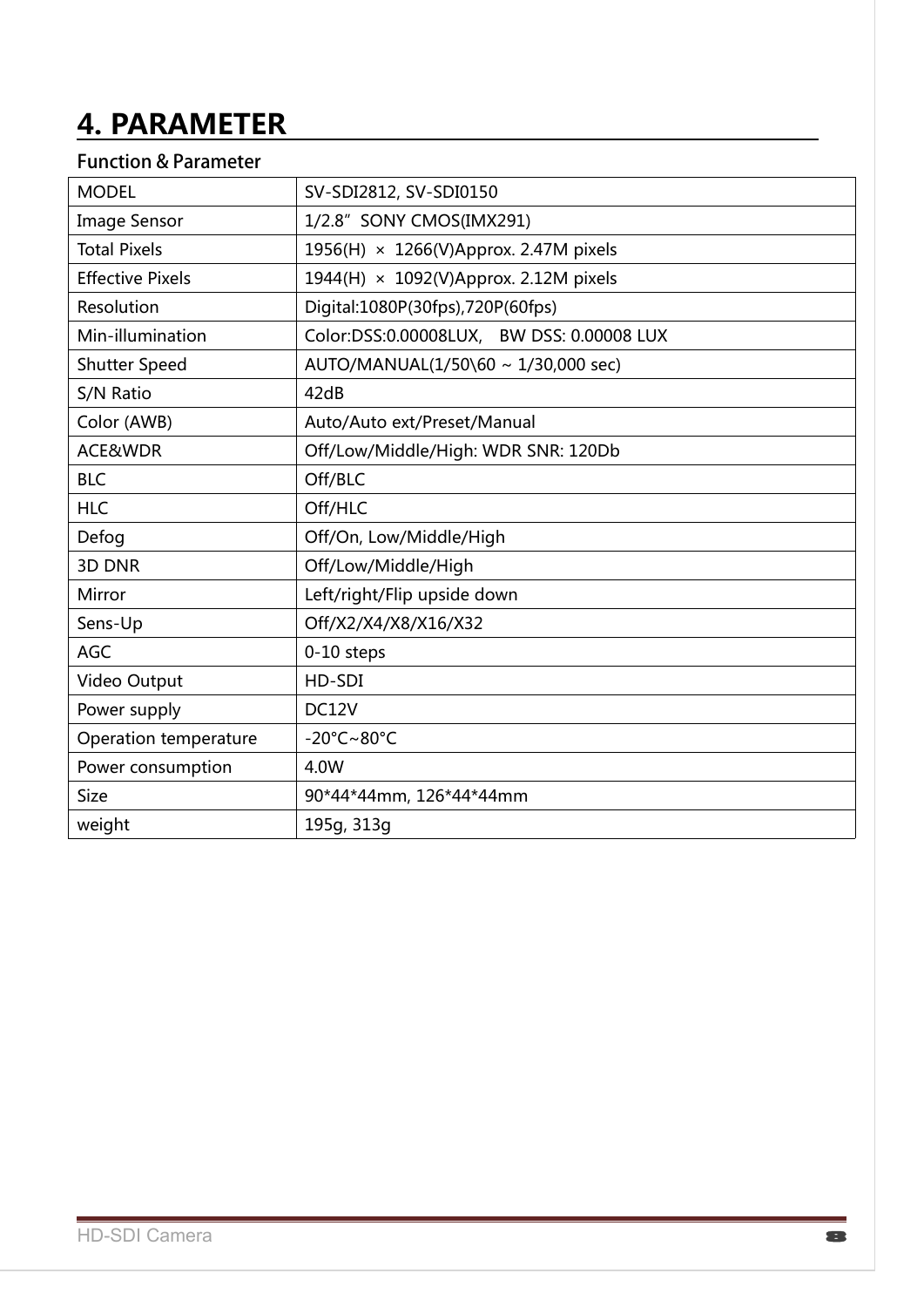# 4. PARAMETER

## Function & Parameter

| | |
|---|---|
| MODEL | SV-SDI2812, SV-SDI0150 |
| Image Sensor | 1/2.8” SONY CMOS(IMX291) |
| Total Pixels | 1956(H) × 1266(V)Approx. 2.47M pixels |
| Effective Pixels | 1944(H) × 1092(V)Approx. 2.12M pixels |
| Resolution | Digital:1080P(30fps),720P(60fps) |
| Min-illumination | Color:DSS:0.00008LUX,  BW DSS: 0.00008 LUX |
| Shutter Speed | AUTO/MANUAL(1/50\60 ~ 1/30,000 sec) |
| S/N Ratio | 42dB |
| Color (AWB) | Auto/Auto ext/Preset/Manual |
| ACE&WDR | Off/Low/Middle/High: WDR SNR: 120Db |
| BLC | Off/BLC |
| HLC | Off/HLC |
| Defog | Off/On, Low/Middle/High |
| 3D DNR | Off/Low/Middle/High |
| Mirror | Left/right/Flip upside down |
| Sens-Up | Off/X2/X4/X8/X16/X32 |
| AGC | 0-10 steps |
| Video Output | HD-SDI |
| Power supply | DC12V |
| Operation temperature | -20°C~80°C |
| Power consumption | 4.0W |
| Size | 90*44*44mm, 126*44*44mm |
| weight | 195g, 313g |